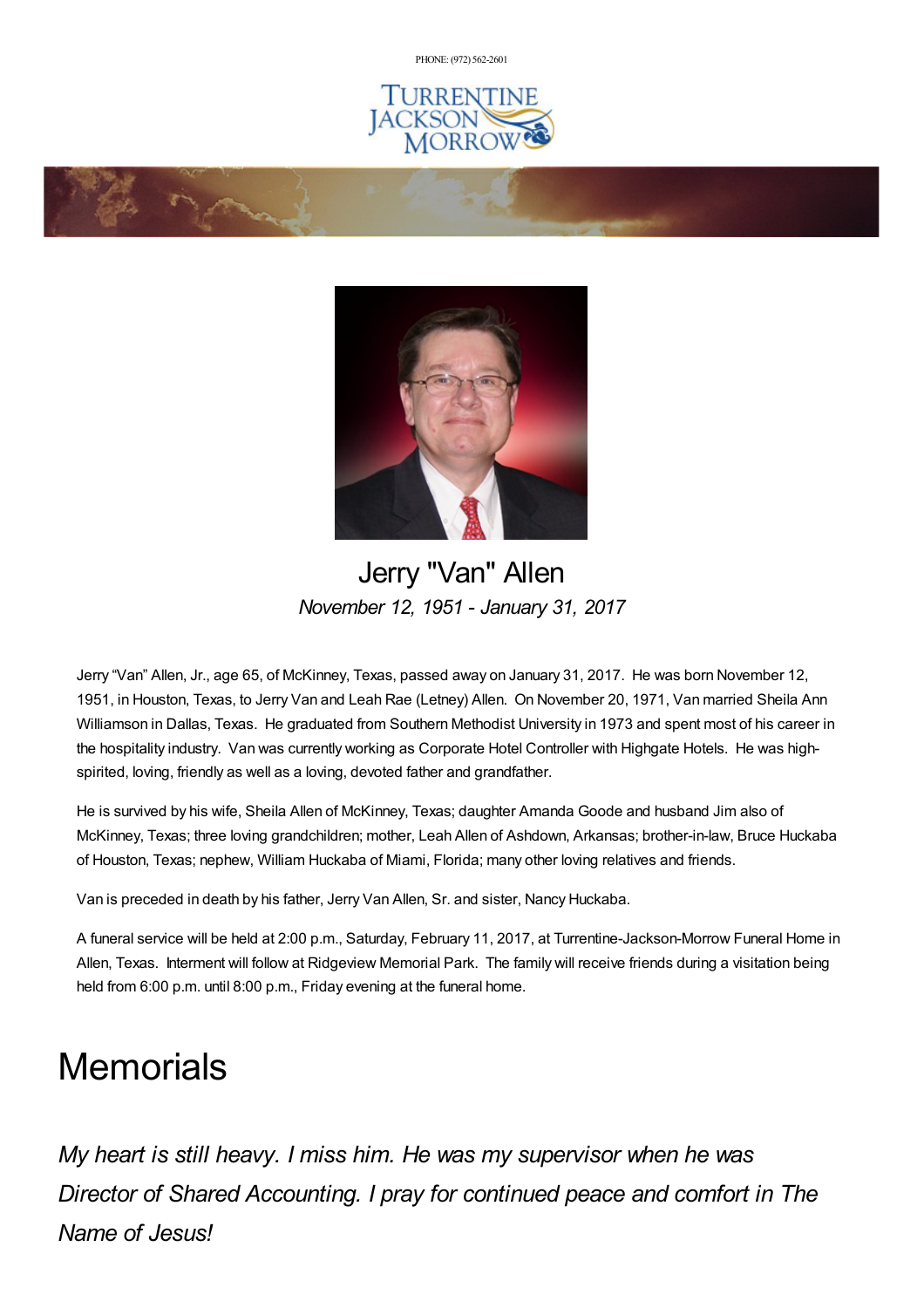PHONE: (972) 562-2601

# Jerry "Van" Allen

*November 12, 1951 - January 31, 2017*

Jerry "Van" Allen, Jr., age 65, of McKinney, Texas, passed away on January 31, 2017. He was born November 12, 1951, in Houston, Texas, to Jerry Van and Leah Rae (Letney) Allen. On November 20, 1971, Van married Sheila Ann Williamson in Dallas, Texas. He graduated from Southern Methodist University in 1973 and spent most of his career in the hospitality industry. Van was currently working as Corporate Hotel Controller with Highgate Hotels. He was high-spirited, loving, friendly as well as a loving, devoted father and grandfather.

He is survived by his wife, Sheila Allen of McKinney, Texas; daughter Amanda Goode and husband Jim also of McKinney, Texas; three loving grandchildren; mother, Leah Allen of Ashdown, Arkansas; brother-in-law, Bruce Huckaba of Houston, Texas; nephew, William Huckaba of Miami, Florida; many other loving relatives and friends.

Van is preceded in death by his father, Jerry Van Allen, Sr. and sister, Nancy Huckaba.

A funeral service will be held at 2:00 p.m., Saturday, February 11, 2017, at Turrentine-Jackson-Morrow Funeral Home in Allen, Texas. Interment will follow at Ridgeview Memorial Park. The family will receive friends during a visitation being held from 6:00 p.m. until 8:00 p.m., Friday evening at the funeral home.

# Memorials

*My heart is still heavy. I miss him. He was my supervisor when he was Director of Shared Accounting. I pray for continued peace and comfort in The Name of Jesus!*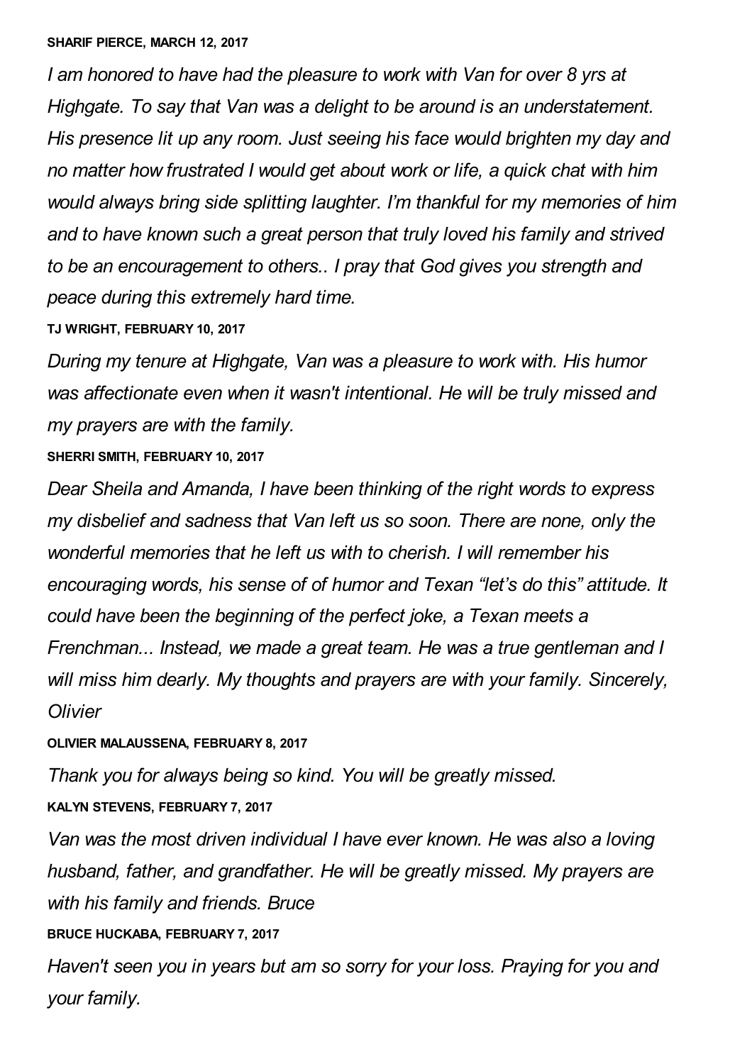**SHARIF PIERCE, MARCH 12, 2017**

*I am honored to have had the pleasure to work with Van for over 8 yrs at Highgate. To say that Van was a delight to be around is an understatement. His presence lit up any room. Just seeing his face would brighten my day and no matter how frustrated I would get about work or life, a quick chat with him would always bring side splitting laughter. I'm thankful for my memories of him and to have known such a great person that truly loved his family and strived to be an encouragement to others.. I pray that God gives you strength and peace during this extremely hard time.*

**TJ WRIGHT, FEBRUARY 10, 2017**

*During my tenure at Highgate, Van was a pleasure to work with. His humor was affectionate even when it wasn't intentional. He will be truly missed and my prayers are with the family.*

**SHERRI SMITH, FEBRUARY 10, 2017**

*Dear Sheila and Amanda, I have been thinking of the right words to express my disbelief and sadness that Van left us so soon. There are none, only the wonderful memories that he left us with to cherish. I will remember his encouraging words, his sense of of humor and Texan "let's do this" attitude. It could have been the beginning of the perfect joke, a Texan meets a Frenchman... Instead, we made a great team. He was a true gentleman and I will miss him dearly. My thoughts and prayers are with your family. Sincerely, Olivier*

**OLIVIER MALAUSSENA, FEBRUARY 8, 2017**

*Thank you for always being so kind. You will be greatly missed.*

**KALYN STEVENS, FEBRUARY 7, 2017**

*Van was the most driven individual I have ever known. He was also a loving husband, father, and grandfather. He will be greatly missed. My prayers are with his family and friends. Bruce*

**BRUCE HUCKABA, FEBRUARY 7, 2017**

*Haven't seen you in years but am so sorry for your loss. Praying for you and your family.*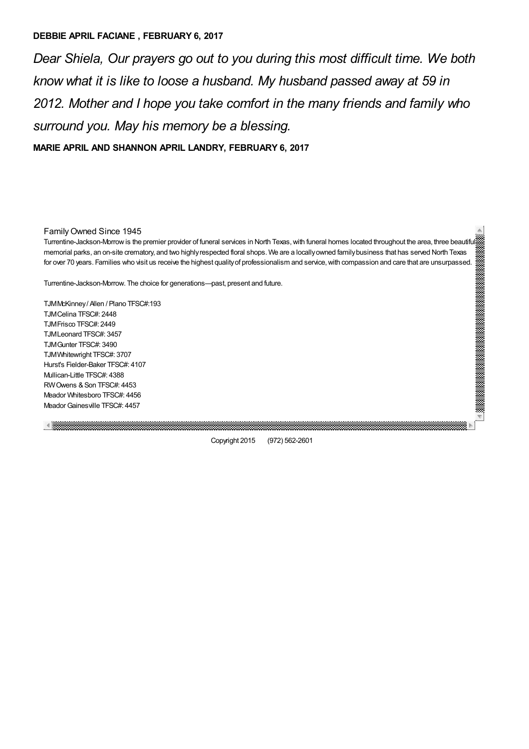**DEBBIE APRIL FACIANE , FEBRUARY 6, 2017**

*Dear Shiela, Our prayers go out to you during this most difficult time. We both know what it is like to loose a husband. My husband passed away at 59 in 2012. Mother and I hope you take comfort in the many friends and family who surround you. May his memory be a blessing.*

**MARIE APRIL AND SHANNON APRIL LANDRY, FEBRUARY 6, 2017**

Family Owned Since 1945

Turrentine-Jackson-Morrow is the premier provider of funeral services in North Texas, with funeral homes located throughout the area, three beautiful memorial parks, an on-site crematory, and two highly respected floral shops. We are a locally owned family business that has served North Texas for over 70 years. Families who visit us receive the highest quality of professionalism and service, with compassion and care that are unsurpassed.

Turrentine-Jackson-Morrow. The choice for generations—past, present and future.

TJM McKinney / Allen / Plano TFSC#:193
TJM Celina TFSC#: 2448
TJM Frisco TFSC#: 2449
TJM Leonard TFSC#: 3457
TJM Gunter TFSC#: 3490
TJM Whitewright TFSC#: 3707
Hurst's Fielder-Baker TFSC#: 4107
Mullican-Little TFSC#: 4388
RW Owens & Son TFSC#: 4453
Meador Whitesboro TFSC#: 4456
Meador Gainesville TFSC#: 4457

Copyright 2015 (972) 562-2601